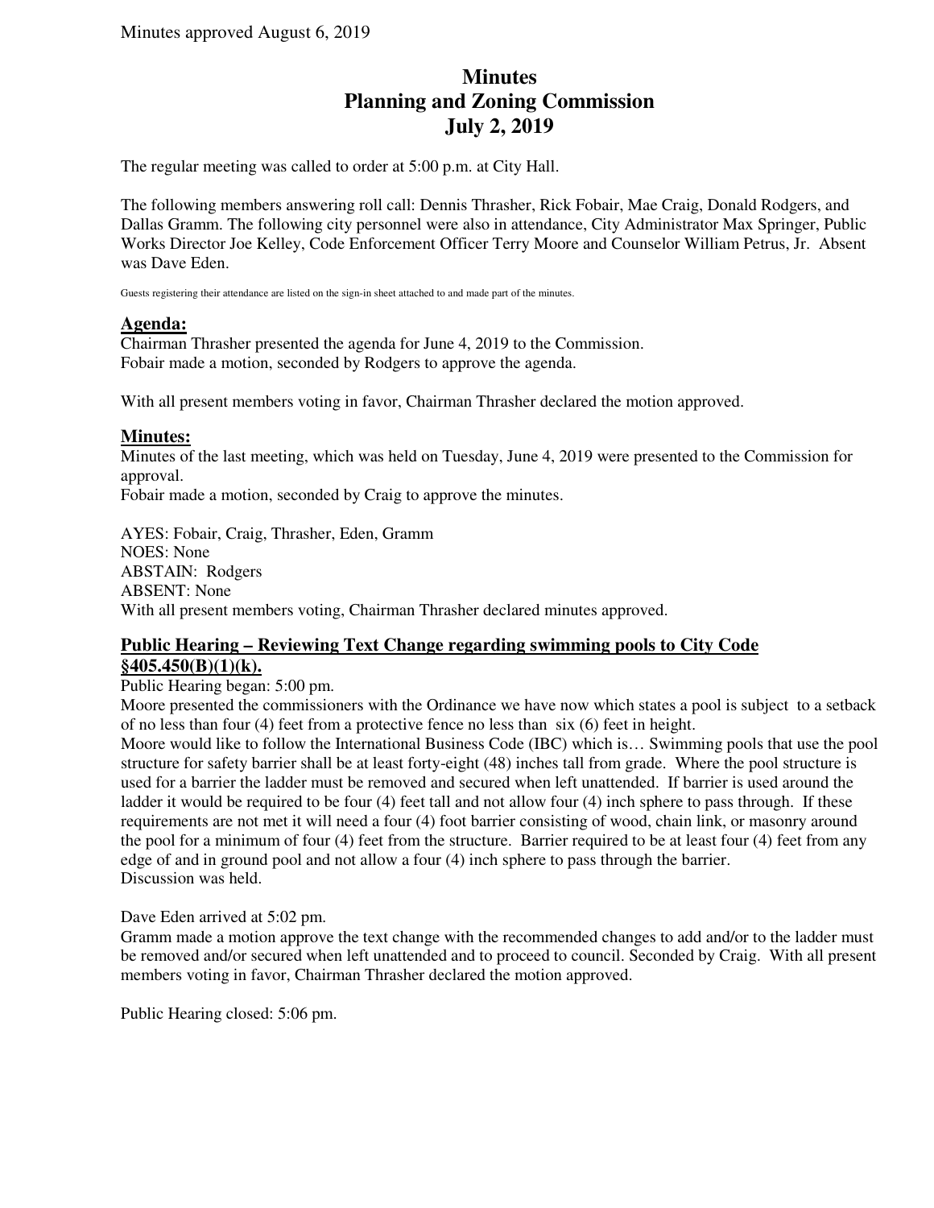Minutes approved August 6, 2019

# Minutes
# Planning and Zoning Commission
# July 2, 2019

The regular meeting was called to order at 5:00 p.m. at City Hall.

The following members answering roll call: Dennis Thrasher, Rick Fobair, Mae Craig, Donald Rodgers, and Dallas Gramm. The following city personnel were also in attendance, City Administrator Max Springer, Public Works Director Joe Kelley, Code Enforcement Officer Terry Moore and Counselor William Petrus, Jr. Absent was Dave Eden.

Guests registering their attendance are listed on the sign-in sheet attached to and made part of the minutes.

## Agenda:

Chairman Thrasher presented the agenda for June 4, 2019 to the Commission.
Fobair made a motion, seconded by Rodgers to approve the agenda.

With all present members voting in favor, Chairman Thrasher declared the motion approved.

## Minutes:

Minutes of the last meeting, which was held on Tuesday, June 4, 2019 were presented to the Commission for approval.
Fobair made a motion, seconded by Craig to approve the minutes.

AYES: Fobair, Craig, Thrasher, Eden, Gramm
NOES: None
ABSTAIN: Rodgers
ABSENT: None
With all present members voting, Chairman Thrasher declared minutes approved.

## Public Hearing – Reviewing Text Change regarding swimming pools to City Code §405.450(B)(1)(k).

Public Hearing began: 5:00 pm.
Moore presented the commissioners with the Ordinance we have now which states a pool is subject to a setback of no less than four (4) feet from a protective fence no less than six (6) feet in height.
Moore would like to follow the International Business Code (IBC) which is… Swimming pools that use the pool structure for safety barrier shall be at least forty-eight (48) inches tall from grade. Where the pool structure is used for a barrier the ladder must be removed and secured when left unattended. If barrier is used around the ladder it would be required to be four (4) feet tall and not allow four (4) inch sphere to pass through. If these requirements are not met it will need a four (4) foot barrier consisting of wood, chain link, or masonry around the pool for a minimum of four (4) feet from the structure. Barrier required to be at least four (4) feet from any edge of and in ground pool and not allow a four (4) inch sphere to pass through the barrier.
Discussion was held.

Dave Eden arrived at 5:02 pm.
Gramm made a motion approve the text change with the recommended changes to add and/or to the ladder must be removed and/or secured when left unattended and to proceed to council. Seconded by Craig. With all present members voting in favor, Chairman Thrasher declared the motion approved.

Public Hearing closed: 5:06 pm.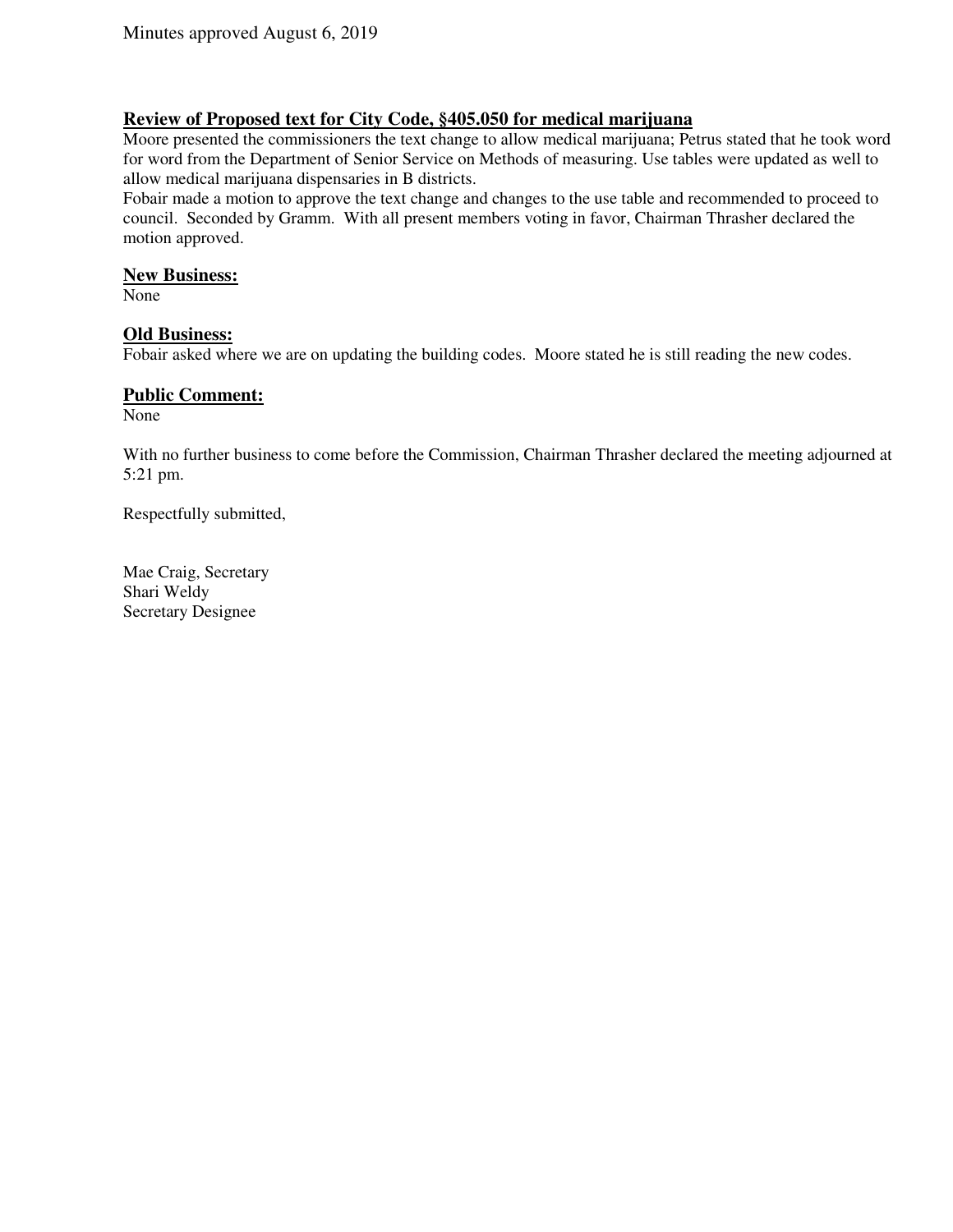Minutes approved August 6, 2019

**Review of Proposed text for City Code, §405.050 for medical marijuana**

Moore presented the commissioners the text change to allow medical marijuana; Petrus stated that he took word for word from the Department of Senior Service on Methods of measuring. Use tables were updated as well to allow medical marijuana dispensaries in B districts.

Fobair made a motion to approve the text change and changes to the use table and recommended to proceed to council. Seconded by Gramm. With all present members voting in favor, Chairman Thrasher declared the motion approved.

**New Business:**

None

**Old Business:**

Fobair asked where we are on updating the building codes. Moore stated he is still reading the new codes.

**Public Comment:**

None

With no further business to come before the Commission, Chairman Thrasher declared the meeting adjourned at 5:21 pm.

Respectfully submitted,

Mae Craig, Secretary
Shari Weldy
Secretary Designee